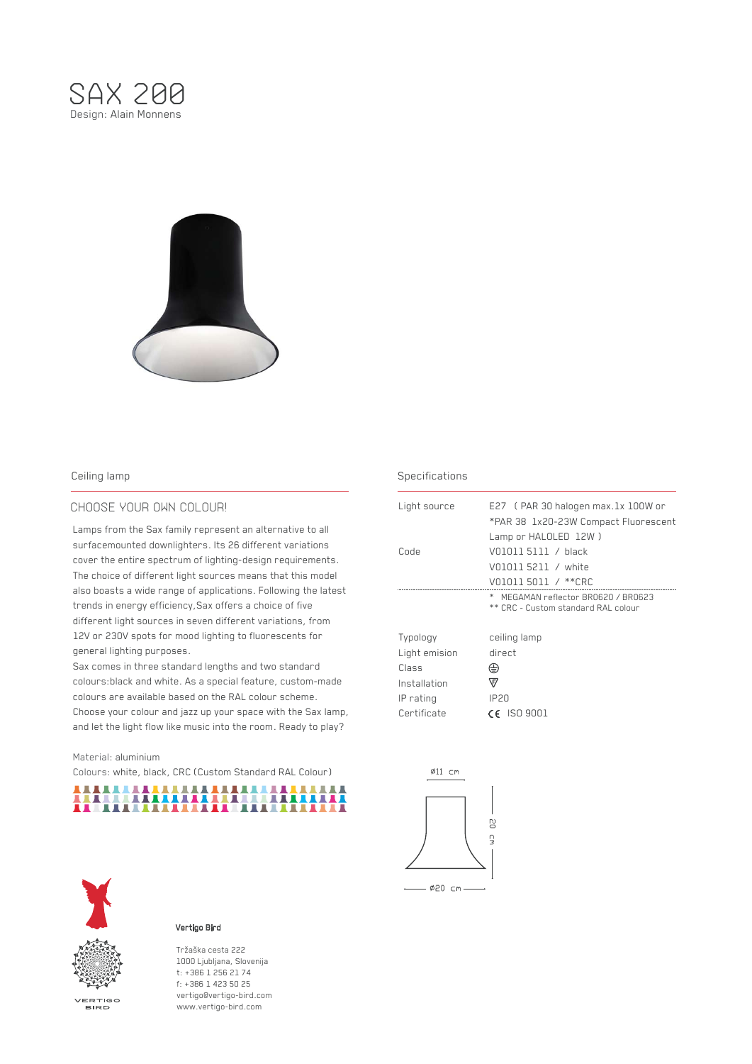# SAX 200

Design: Alain Monnens

## Ceiling lamp

### CHOOSE YOUR OWN COLOUR!

Lamps from the Sax family represent an alternative to all surfacemounted downlighters. Its 26 different variations cover the entire spectrum of lighting-design requirements. The choice of different light sources means that this model also boasts a wide range of applications. Following the latest trends in energy efficiency,Sax offers a choice of five different light sources in seven different variations, from 12V or 230V spots for mood lighting to fluorescents for general lighting purposes.
Sax comes in three standard lengths and two standard colours:black and white. As a special feature, custom-made colours are available based on the RAL colour scheme.
Choose your colour and jazz up your space with the Sax lamp, and let the light flow like music into the room. Ready to play?

Material: aluminium

Colours: white, black, CRC (Custom Standard RAL Colour)

## Specifications

| | |
|---|---|
| Light source | E27 ( PAR 30 halogen max.1x 100W or *PAR 38 1x20-23W Compact Fluorescent Lamp or HALOLED 12W ) |
| Code | V01011 5111 / black<br>V01011 5211 / white<br>V01011 5011 / **CRC |

\* MEGAMAN reflector BR0620 / BR0623
** CRC - Custom standard RAL colour

| | |
|---|---|
| Typology | ceiling lamp |
| Light emision | direct |
| Class | ⏚ |
| Installation | F |
| IP rating | IP20 |
| Certificate | CE ISO 9001 |

ø11 cm

20 cm

ø20 cm

**Vertigo Bird**

Tržaška cesta 222
1000 Ljubljana, Slovenija
t: +386 1 256 21 74
f: +386 1 423 50 25
vertigo@vertigo-bird.com
www.vertigo-bird.com

VERTIGO BIRD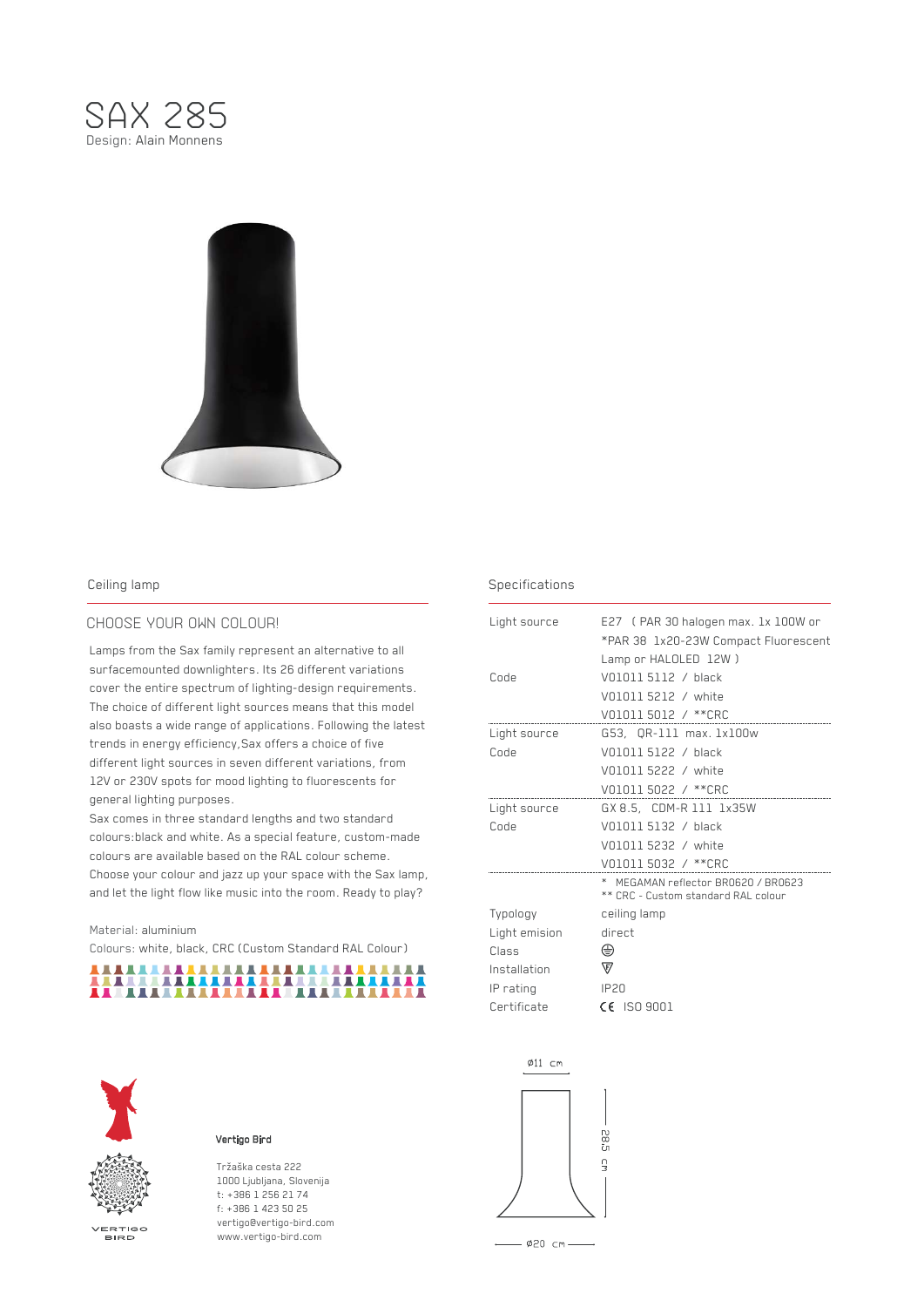# SAX 285

Design: Alain Monnens

Ceiling lamp

## CHOOSE YOUR OWN COLOUR!

Lamps from the Sax family represent an alternative to all surfacemounted downlighters. Its 26 different variations cover the entire spectrum of lighting-design requirements. The choice of different light sources means that this model also boasts a wide range of applications. Following the latest trends in energy efficiency,Sax offers a choice of five different light sources in seven different variations, from 12V or 230V spots for mood lighting to fluorescents for general lighting purposes.

Sax comes in three standard lengths and two standard colours:black and white. As a special feature, custom-made colours are available based on the RAL colour scheme. Choose your colour and jazz up your space with the Sax lamp, and let the light flow like music into the room. Ready to play?

Material: aluminium

Colours: white, black, CRC (Custom Standard RAL Colour)

## Specifications

| | |
|---|---|
| Light source | E27 ( PAR 30 halogen max. 1x 100W or *PAR 38 1x20-23W Compact Fluorescent Lamp or HALOLED 12W ) |
| Code | V01011 5112 / black |
| | V01011 5212 / white |
| | V01011 5012 / **CRC |
| Light source | G53, QR-111 max. 1x100w |
| Code | V01011 5122 / black |
| | V01011 5222 / white |
| | V01011 5022 / **CRC |
| Light source | GX 8.5, CDM-R 111 1x35W |
| Code | V01011 5132 / black |
| | V01011 5232 / white |
| | V01011 5032 / **CRC |
| | * MEGAMAN reflector BR0620 / BR0623 |
| | ** CRC - Custom standard RAL colour |
| Typology | ceiling lamp |
| Light emision | direct |
| Class | ⏚ |
| Installation | ▽F |
| IP rating | IP20 |
| Certificate | CE ISO 9001 |

Ø11 cm

28,5 cm

Ø20 cm

**Vertigo Bird**

Tržaška cesta 222
1000 Ljubljana, Slovenija
t: +386 1 256 21 74
f: +386 1 423 50 25
vertigo@vertigo-bird.com
www.vertigo-bird.com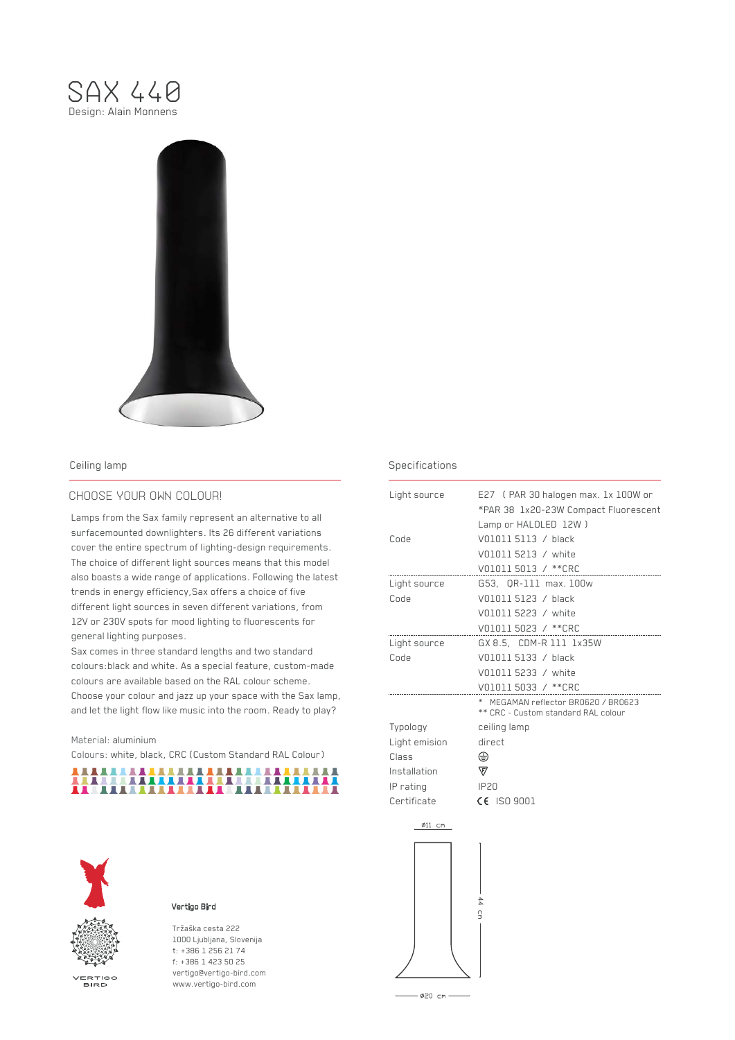# SAX 440

Design: Alain Monnens

## Ceiling lamp

### CHOOSE YOUR OWN COLOUR!

Lamps from the Sax family represent an alternative to all surfacemounted downlighters. Its 26 different variations cover the entire spectrum of lighting-design requirements. The choice of different light sources means that this model also boasts a wide range of applications. Following the latest trends in energy efficiency,Sax offers a choice of five different light sources in seven different variations, from 12V or 230V spots for mood lighting to fluorescents for general lighting purposes.

Sax comes in three standard lengths and two standard colours:black and white. As a special feature, custom-made colours are available based on the RAL colour scheme. Choose your colour and jazz up your space with the Sax lamp, and let the light flow like music into the room. Ready to play?

Material: aluminium

Colours: white, black, CRC (Custom Standard RAL Colour)

## Specifications

| | |
|---|---|
| Light source | E27 ( PAR 30 halogen max. 1x 100W or *PAR 38 1x20-23W Compact Fluorescent Lamp or HALOLED 12W ) |
| Code | V01011 5113 / black |
| | V01011 5213 / white |
| | V01011 5013 / **CRC |
| Light source | G53, QR-111 max. 100w |
| Code | V01011 5123 / black |
| | V01011 5223 / white |
| | V01011 5023 / **CRC |
| Light source | GX 8.5, CDM-R 111 1x35W |
| Code | V01011 5133 / black |
| | V01011 5233 / white |
| | V01011 5033 / **CRC |
| | * MEGAMAN reflector BR0620 / BR0623 |
| | ** CRC - Custom standard RAL colour |
| Typology | ceiling lamp |
| Light emision | direct |
| Class | ⏚ |
| Installation | ∇F |
| IP rating | IP20 |
| Certificate | CE ISO 9001 |

ø11 cm

44 cm

ø20 cm

**Vertigo Bird**

Tržaška cesta 222
1000 Ljubljana, Slovenija
t: +386 1 256 21 74
f: +386 1 423 50 25
vertigo@vertigo-bird.com
www.vertigo-bird.com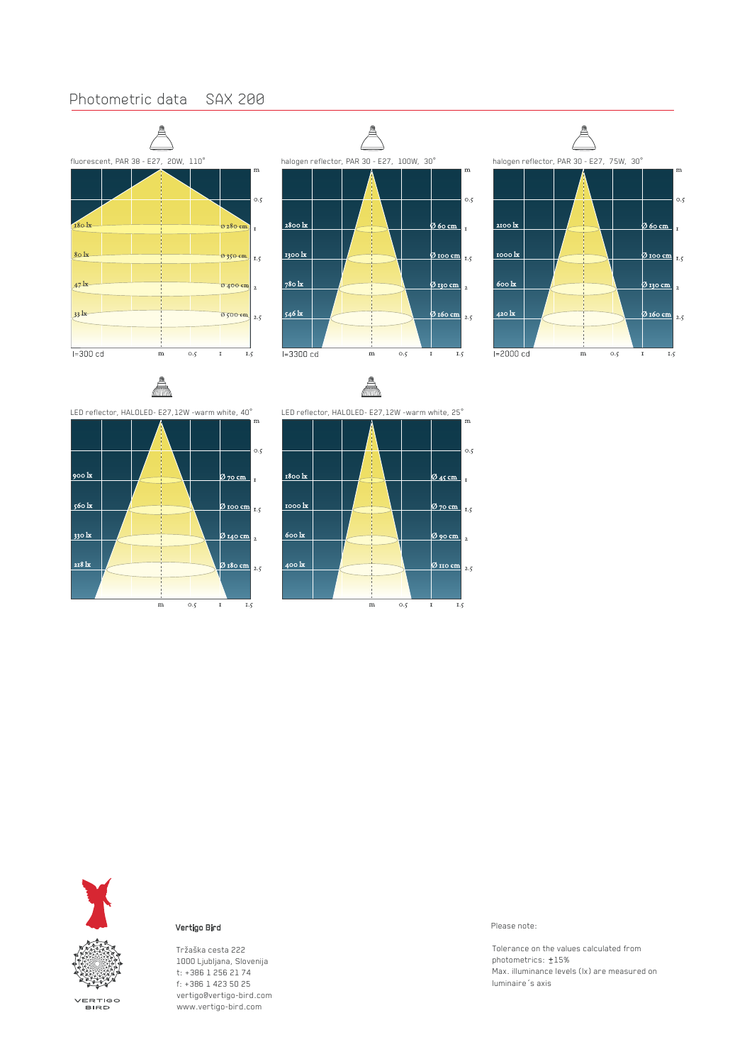# Photometric data SAX 200

fluorescent, PAR 38 - E27, 20W, 110°

| m | lx | Ø |
|---|---|---|
| 1 | 180 lx | Ø 280 cm |
| 1.5 | 80 lx | Ø 350 cm |
| 2 | 47 lx | Ø 400 cm |
| 2.5 | 33 lx | Ø 500 cm |

I=300 cd

halogen reflector, PAR 30 - E27, 100W, 30°

| m | lx | Ø |
|---|---|---|
| 1 | 2800 lx | Ø 60 cm |
| 1.5 | 1300 lx | Ø 100 cm |
| 2 | 780 lx | Ø 130 cm |
| 2.5 | 546 lx | Ø 160 cm |

I=3300 cd

halogen reflector, PAR 30 - E27, 75W, 30°

| m | lx | Ø |
|---|---|---|
| 1 | 2100 lx | Ø 60 cm |
| 1.5 | 1000 lx | Ø 100 cm |
| 2 | 600 lx | Ø 130 cm |
| 2.5 | 420 lx | Ø 160 cm |

I=2000 cd

LED reflector, HALOLED- E27,12W -warm white, 40°

| m | lx | Ø |
|---|---|---|
| 1 | 900 lx | Ø 70 cm |
| 1.5 | 560 lx | Ø 100 cm |
| 2 | 330 lx | Ø 140 cm |
| 2.5 | 218 lx | Ø 180 cm |

LED reflector, HALOLED- E27,12W -warm white, 25°

| m | lx | Ø |
|---|---|---|
| 1 | 1800 lx | Ø 45 cm |
| 1.5 | 1000 lx | Ø 70 cm |
| 2 | 600 lx | Ø 90 cm |
| 2.5 | 400 lx | Ø 110 cm |

**Vertigo Bird**

Tržaška cesta 222
1000 Ljubljana, Slovenija
t: +386 1 256 21 74
f: +386 1 423 50 25
vertigo@vertigo-bird.com
www.vertigo-bird.com

Please note:

Tolerance on the values calculated from photometrics: ±15%
Max. illuminance levels (lx) are measured on luminaire´s axis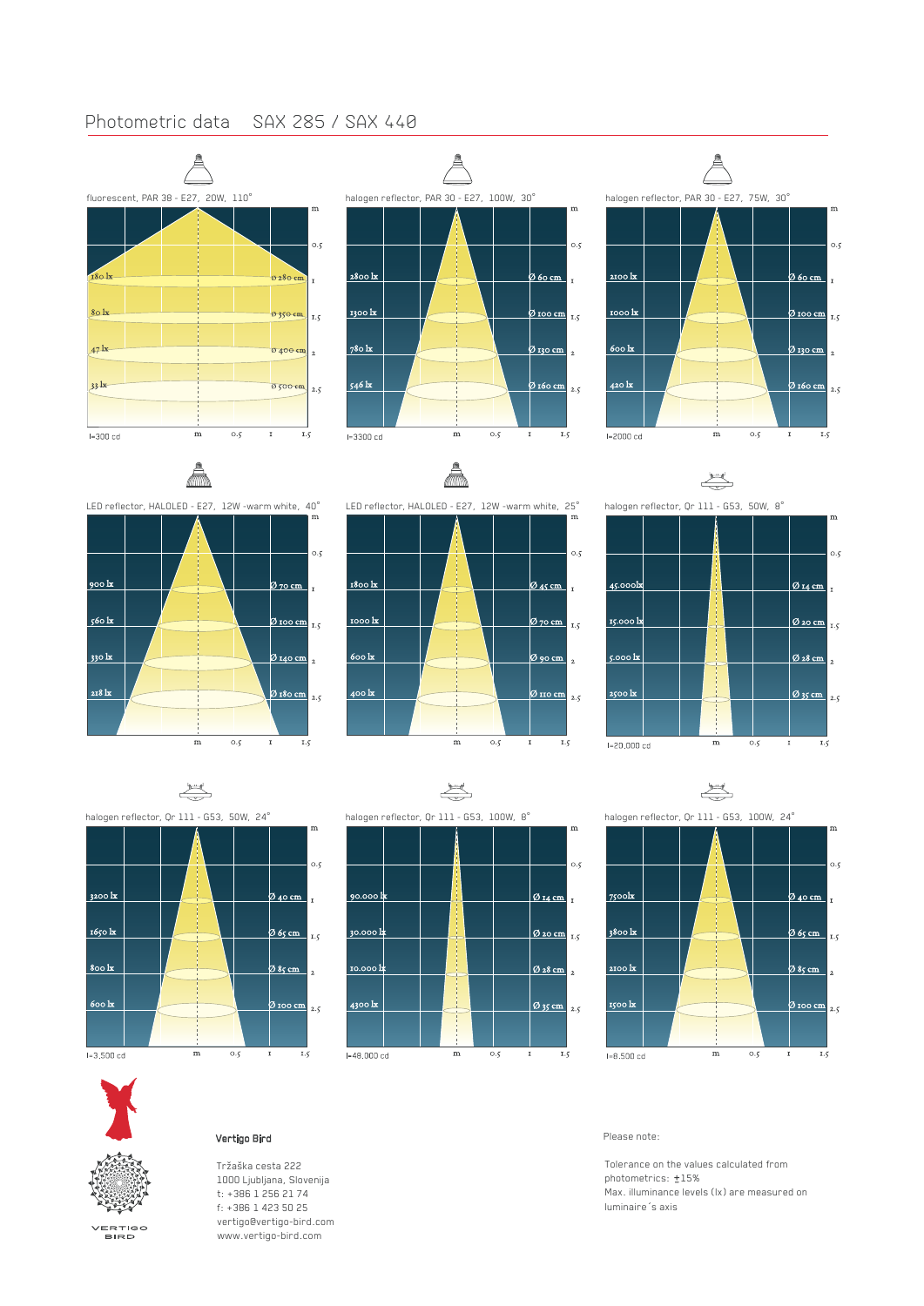# Photometric data SAX 285 / SAX 440

**fluorescent, PAR 38 - E27, 20W, 110°**

| Distance (m) | Illuminance | Diameter |
|---|---|---|
| 1 | 180 lx | ø 280 cm |
| 1.5 | 80 lx | ø 350 cm |
| 2 | 47 lx | ø 400 cm |
| 2.5 | 33 lx | ø 500 cm |

I=300 cd

**halogen reflector, PAR 30 - E27, 100W, 30°**

| Distance (m) | Illuminance | Diameter |
|---|---|---|
| 1 | 2800 lx | Ø 60 cm |
| 1.5 | 1300 lx | Ø 100 cm |
| 2 | 780 lx | Ø 130 cm |
| 2.5 | 546 lx | Ø 160 cm |

I=3300 cd

**halogen reflector, PAR 30 - E27, 75W, 30°**

| Distance (m) | Illuminance | Diameter |
|---|---|---|
| 1 | 2100 lx | Ø 60 cm |
| 1.5 | 1000 lx | Ø 100 cm |
| 2 | 600 lx | Ø 130 cm |
| 2.5 | 420 lx | Ø 160 cm |

I=2000 cd

**LED reflector, HALOLED - E27, 12W -warm white, 40°**

| Distance (m) | Illuminance | Diameter |
|---|---|---|
| 1 | 900 lx | Ø 70 cm |
| 1.5 | 560 lx | Ø 100 cm |
| 2 | 330 lx | Ø 140 cm |
| 2.5 | 218 lx | Ø 180 cm |

**LED reflector, HALOLED - E27, 12W -warm white, 25°**

| Distance (m) | Illuminance | Diameter |
|---|---|---|
| 1 | 1800 lx | Ø 45 cm |
| 1.5 | 1000 lx | Ø 70 cm |
| 2 | 600 lx | Ø 90 cm |
| 2.5 | 400 lx | Ø 110 cm |

**halogen reflector, Qr 111 - G53, 50W, 8°**

| Distance (m) | Illuminance | Diameter |
|---|---|---|
| 1 | 45.000lx | Ø 14 cm |
| 1.5 | 15.000 lx | Ø 20 cm |
| 2 | 5.000 lx | Ø 28 cm |
| 2.5 | 2500 lx | Ø 35 cm |

I=20,000 cd

**halogen reflector, Qr 111 - G53, 50W, 24°**

| Distance (m) | Illuminance | Diameter |
|---|---|---|
| 1 | 3200 lx | Ø 40 cm |
| 1.5 | 1650 lx | Ø 65 cm |
| 2 | 800 lx | Ø 85 cm |
| 2.5 | 600 lx | Ø 100 cm |

I=3,500 cd

**halogen reflector, Qr 111 - G53, 100W, 8°**

| Distance (m) | Illuminance | Diameter |
|---|---|---|
| 1 | 90.000 lx | Ø 14 cm |
| 1.5 | 30.000 lx | Ø 20 cm |
| 2 | 10.000 lx | Ø 28 cm |
| 2.5 | 4300 lx | Ø 35 cm |

I=48,000 cd

**halogen reflector, Qr 111 - G53, 100W, 24°**

| Distance (m) | Illuminance | Diameter |
|---|---|---|
| 1 | 7500lx | Ø 40 cm |
| 1.5 | 3800 lx | Ø 65 cm |
| 2 | 2100 lx | Ø 85 cm |
| 2.5 | 1500 lx | Ø 100 cm |

I=8,500 cd

VERTIGO BIRD

**Vertigo Bird**

Tržaška cesta 222
1000 Ljubljana, Slovenija
t: +386 1 256 21 74
f: +386 1 423 50 25
vertigo@vertigo-bird.com
www.vertigo-bird.com

Please note:

Tolerance on the values calculated from photometrics: ±15%
Max. illuminance levels (lx) are measured on luminaire´s axis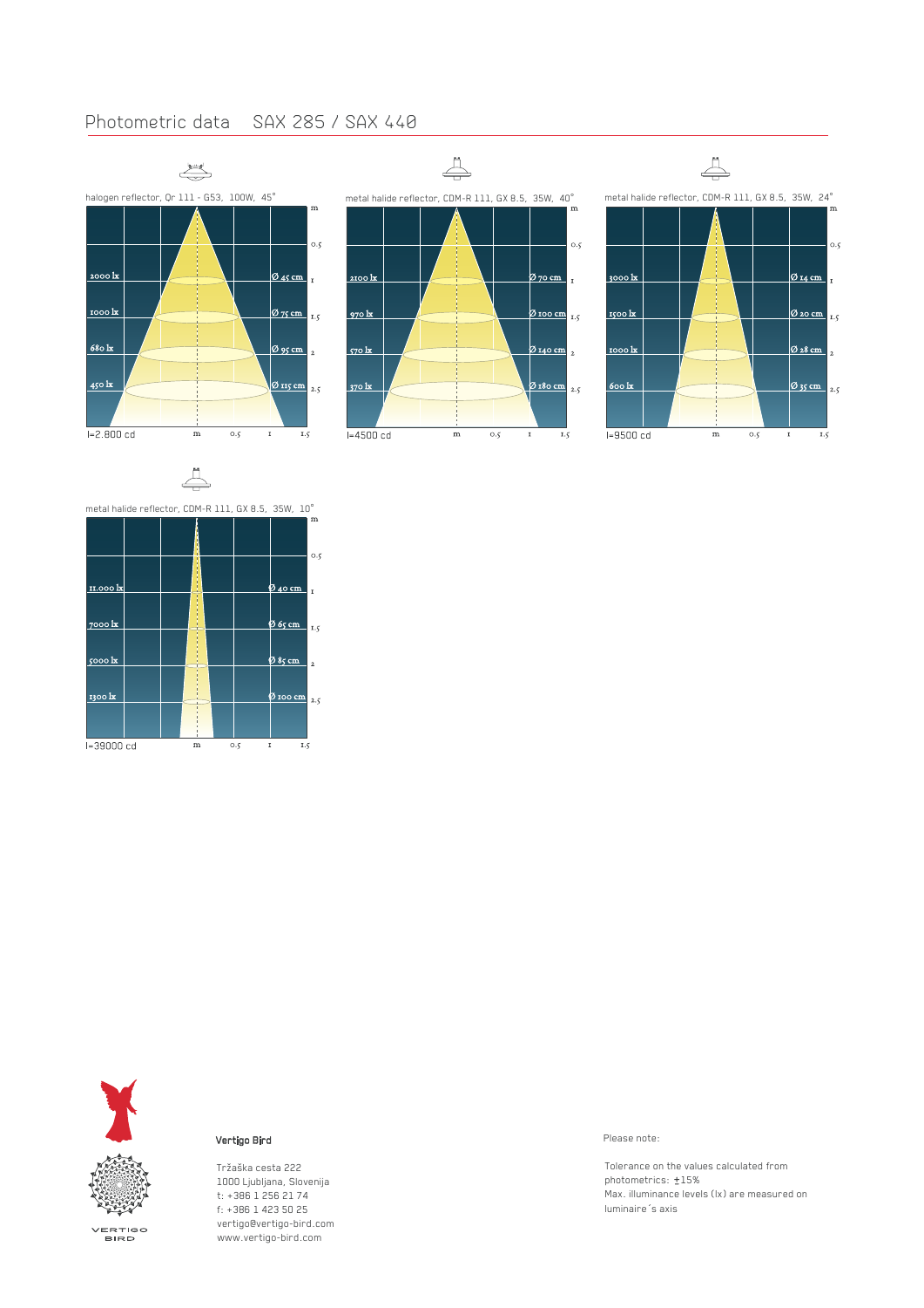## Photometric data SAX 285 / SAX 440

halogen reflector, Qr 111 - G53, 100W, 45°

2000 lx
1000 lx
680 lx
450 lx

Ø 45 cm
Ø 75 cm
Ø 95 cm
Ø 115 cm

m
0.5
1
1.5
2
2.5

I=2.800 cd

m 0.5 1 1.5

metal halide reflector, CDM-R 111, GX 8.5, 35W, 40°

2100 lx
970 lx
570 lx
370 lx

Ø 70 cm
Ø 100 cm
Ø 140 cm
Ø 180 cm

m
0.5
1
1.5
2
2.5

I=4500 cd

m 0.5 1 1.5

metal halide reflector, CDM-R 111, GX 8.5, 35W, 24°

3000 lx
1500 lx
1000 lx
600 lx

Ø 14 cm
Ø 20 cm
Ø 28 cm
Ø 35 cm

m
0.5
1
1.5
2
2.5

I=9500 cd

m 0.5 1 1.5

metal halide reflector, CDM-R 111, GX 8.5, 35W, 10°

11.000 lx
7000 lx
5000 lx
1300 lx

Ø 40 cm
Ø 65 cm
Ø 85 cm
Ø 100 cm

m
0.5
1
1.5
2
2.5

I=39000 cd

m 0.5 1 1.5

VERTIGO BIRD

**Vertigo Bird**

Tržaška cesta 222
1000 Ljubljana, Slovenija
t: +386 1 256 21 74
f: +386 1 423 50 25
vertigo@vertigo-bird.com
www.vertigo-bird.com

Please note:

Tolerance on the values calculated from photometrics: ±15%
Max. illuminance levels (lx) are measured on luminaire´s axis